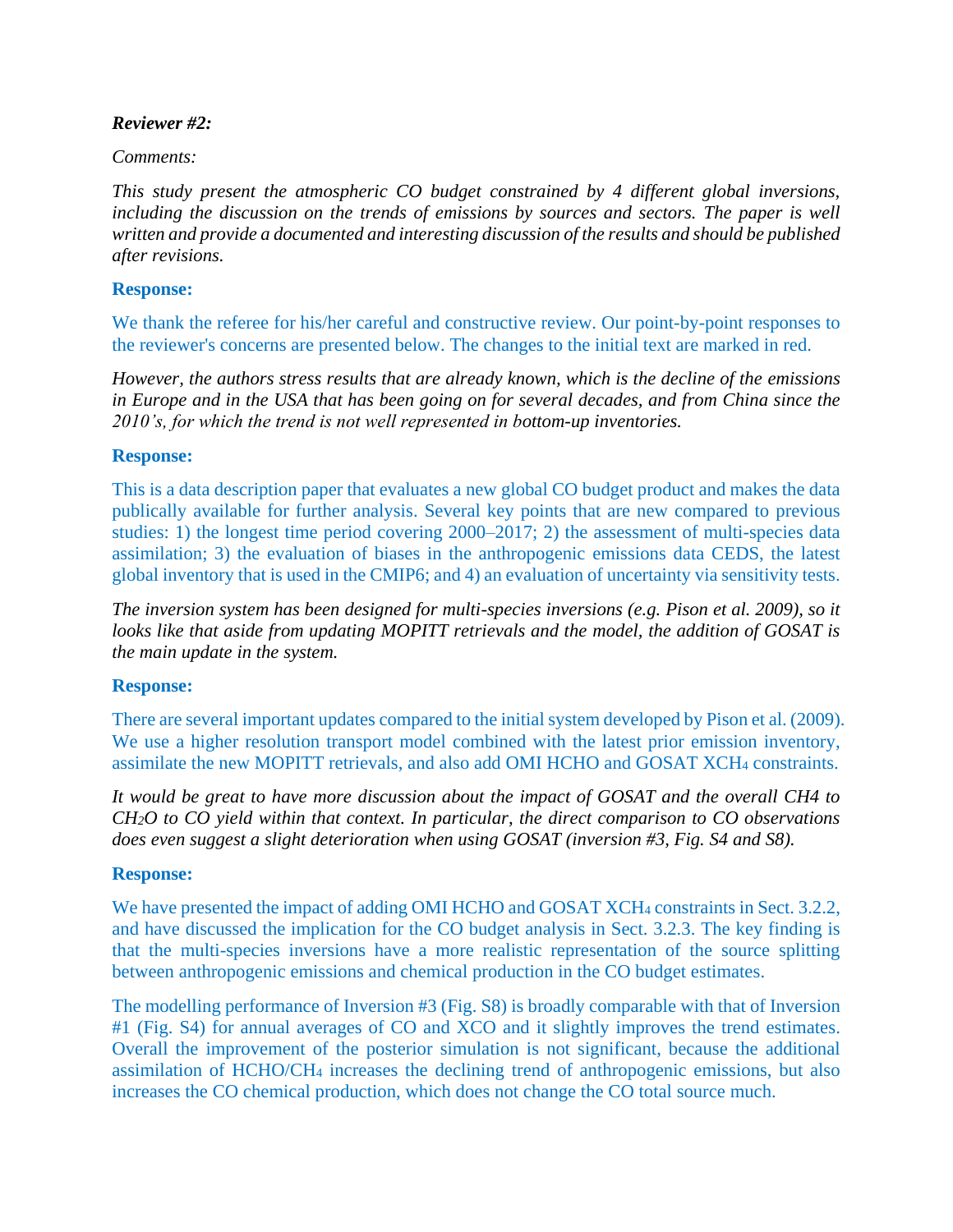***Reviewer #2:***

*Comments:*

*This study present the atmospheric CO budget constrained by 4 different global inversions, including the discussion on the trends of emissions by sources and sectors. The paper is well written and provide a documented and interesting discussion of the results and should be published after revisions.*

**Response:**

We thank the referee for his/her careful and constructive review. Our point-by-point responses to the reviewer's concerns are presented below. The changes to the initial text are marked in red.

*However, the authors stress results that are already known, which is the decline of the emissions in Europe and in the USA that has been going on for several decades, and from China since the 2010's, for which the trend is not well represented in bottom-up inventories.*

**Response:**

This is a data description paper that evaluates a new global CO budget product and makes the data publically available for further analysis. Several key points that are new compared to previous studies: 1) the longest time period covering 2000–2017; 2) the assessment of multi-species data assimilation; 3) the evaluation of biases in the anthropogenic emissions data CEDS, the latest global inventory that is used in the CMIP6; and 4) an evaluation of uncertainty via sensitivity tests.

*The inversion system has been designed for multi-species inversions (e.g. Pison et al. 2009), so it looks like that aside from updating MOPITT retrievals and the model, the addition of GOSAT is the main update in the system.*

**Response:**

There are several important updates compared to the initial system developed by Pison et al. (2009). We use a higher resolution transport model combined with the latest prior emission inventory, assimilate the new MOPITT retrievals, and also add OMI HCHO and GOSAT $XCH_4$ constraints.

*It would be great to have more discussion about the impact of GOSAT and the overall CH4 to $CH_2O$ to CO yield within that context. In particular, the direct comparison to CO observations does even suggest a slight deterioration when using GOSAT (inversion #3, Fig. S4 and S8).*

**Response:**

We have presented the impact of adding OMI HCHO and GOSAT $XCH_4$ constraints in Sect. 3.2.2, and have discussed the implication for the CO budget analysis in Sect. 3.2.3. The key finding is that the multi-species inversions have a more realistic representation of the source splitting between anthropogenic emissions and chemical production in the CO budget estimates.

The modelling performance of Inversion #3 (Fig. S8) is broadly comparable with that of Inversion #1 (Fig. S4) for annual averages of CO and XCO and it slightly improves the trend estimates. Overall the improvement of the posterior simulation is not significant, because the additional assimilation of $HCHO/CH_4$ increases the declining trend of anthropogenic emissions, but also increases the CO chemical production, which does not change the CO total source much.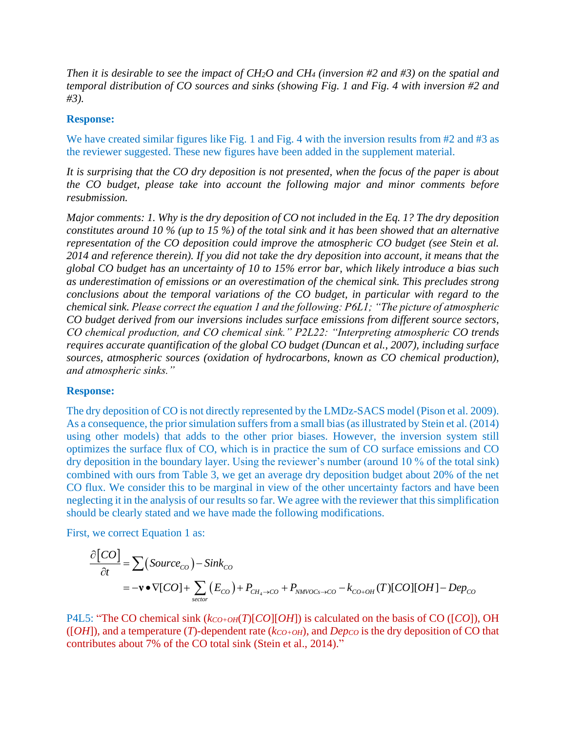*Then it is desirable to see the impact of $CH_2O$ and $CH_4$ (inversion #2 and #3) on the spatial and temporal distribution of CO sources and sinks (showing Fig. 1 and Fig. 4 with inversion #2 and #3).*

**Response:**

We have created similar figures like Fig. 1 and Fig. 4 with the inversion results from #2 and #3 as the reviewer suggested. These new figures have been added in the supplement material.

*It is surprising that the CO dry deposition is not presented, when the focus of the paper is about the CO budget, please take into account the following major and minor comments before resubmission.*

*Major comments: 1. Why is the dry deposition of CO not included in the Eq. 1? The dry deposition constitutes around 10 % (up to 15 %) of the total sink and it has been showed that an alternative representation of the CO deposition could improve the atmospheric CO budget (see Stein et al. 2014 and reference therein). If you did not take the dry deposition into account, it means that the global CO budget has an uncertainty of 10 to 15% error bar, which likely introduce a bias such as underestimation of emissions or an overestimation of the chemical sink. This precludes strong conclusions about the temporal variations of the CO budget, in particular with regard to the chemical sink. Please correct the equation 1 and the following: P6L1; "The picture of atmospheric CO budget derived from our inversions includes surface emissions from different source sectors, CO chemical production, and CO chemical sink." P2L22: "Interpreting atmospheric CO trends requires accurate quantification of the global CO budget (Duncan et al., 2007), including surface sources, atmospheric sources (oxidation of hydrocarbons, known as CO chemical production), and atmospheric sinks."*

**Response:**

The dry deposition of CO is not directly represented by the LMDz-SACS model (Pison et al. 2009). As a consequence, the prior simulation suffers from a small bias (as illustrated by Stein et al. (2014) using other models) that adds to the other prior biases. However, the inversion system still optimizes the surface flux of CO, which is in practice the sum of CO surface emissions and CO dry deposition in the boundary layer. Using the reviewer's number (around 10 % of the total sink) combined with ours from Table 3, we get an average dry deposition budget about 20% of the net CO flux. We consider this to be marginal in view of the other uncertainty factors and have been neglecting it in the analysis of our results so far. We agree with the reviewer that this simplification should be clearly stated and we have made the following modifications.

First, we correct Equation 1 as:

$$
\begin{aligned}
\frac{\partial [CO]}{\partial t} &= \sum \left( Source_{CO} \right) - Sink_{CO} \\
&= -\mathbf{v} \bullet \nabla [CO] + \sum_{sector} \left( E_{CO} \right) + P_{CH_4 \to CO} + P_{NMVOCs \to CO} - k_{CO+OH}(T)[CO][OH] - Dep_{CO}
\end{aligned}
$$

P4L5: "The CO chemical sink ($k_{CO+OH}(T)[CO][OH]$) is calculated on the basis of CO ($[CO]$), OH ($[OH]$), and a temperature ($T$)-dependent rate ($k_{CO+OH}$), and $Dep_{CO}$ is the dry deposition of CO that contributes about 7% of the CO total sink (Stein et al., 2014)."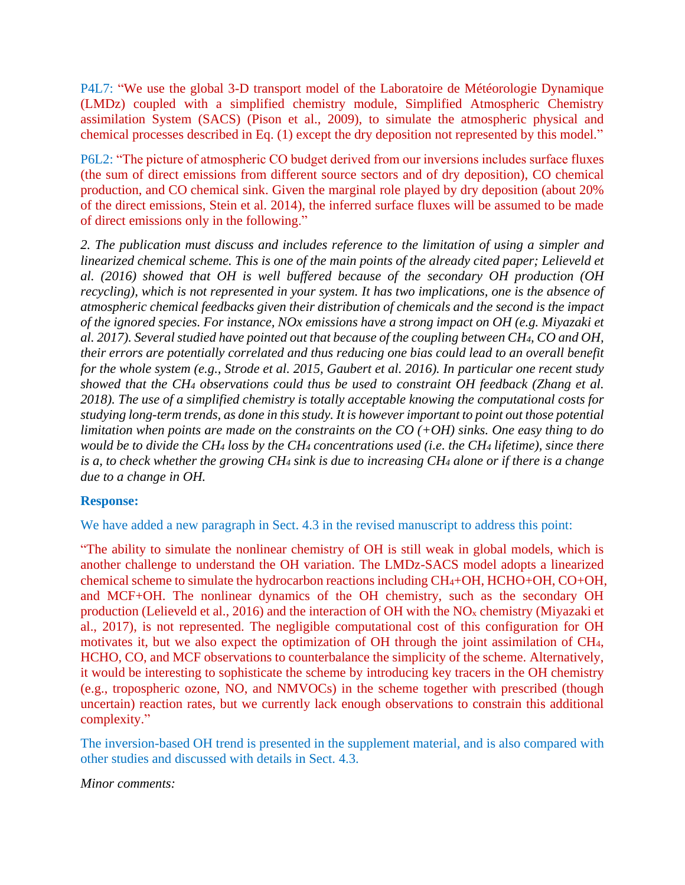P4L7: "We use the global 3-D transport model of the Laboratoire de Météorologie Dynamique (LMDz) coupled with a simplified chemistry module, Simplified Atmospheric Chemistry assimilation System (SACS) (Pison et al., 2009), to simulate the atmospheric physical and chemical processes described in Eq. (1) except the dry deposition not represented by this model."

P6L2: "The picture of atmospheric CO budget derived from our inversions includes surface fluxes (the sum of direct emissions from different source sectors and of dry deposition), CO chemical production, and CO chemical sink. Given the marginal role played by dry deposition (about 20% of the direct emissions, Stein et al. 2014), the inferred surface fluxes will be assumed to be made of direct emissions only in the following."

*2. The publication must discuss and includes reference to the limitation of using a simpler and linearized chemical scheme. This is one of the main points of the already cited paper; Lelieveld et al. (2016) showed that OH is well buffered because of the secondary OH production (OH recycling), which is not represented in your system. It has two implications, one is the absence of atmospheric chemical feedbacks given their distribution of chemicals and the second is the impact of the ignored species. For instance, NOx emissions have a strong impact on OH (e.g. Miyazaki et al. 2017). Several studied have pointed out that because of the coupling between $CH_4$, CO and OH, their errors are potentially correlated and thus reducing one bias could lead to an overall benefit for the whole system (e.g., Strode et al. 2015, Gaubert et al. 2016). In particular one recent study showed that the $CH_4$ observations could thus be used to constraint OH feedback (Zhang et al. 2018). The use of a simplified chemistry is totally acceptable knowing the computational costs for studying long-term trends, as done in this study. It is however important to point out those potential limitation when points are made on the constraints on the CO (+OH) sinks. One easy thing to do would be to divide the $CH_4$ loss by the $CH_4$ concentrations used (i.e. the $CH_4$ lifetime), since there is a, to check whether the growing $CH_4$ sink is due to increasing $CH_4$ alone or if there is a change due to a change in OH.*

**Response:**

We have added a new paragraph in Sect. 4.3 in the revised manuscript to address this point:

"The ability to simulate the nonlinear chemistry of OH is still weak in global models, which is another challenge to understand the OH variation. The LMDz-SACS model adopts a linearized chemical scheme to simulate the hydrocarbon reactions including $CH_4$+OH, HCHO+OH, CO+OH, and MCF+OH. The nonlinear dynamics of the OH chemistry, such as the secondary OH production (Lelieveld et al., 2016) and the interaction of OH with the $NO_x$ chemistry (Miyazaki et al., 2017), is not represented. The negligible computational cost of this configuration for OH motivates it, but we also expect the optimization of OH through the joint assimilation of $CH_4$, HCHO, CO, and MCF observations to counterbalance the simplicity of the scheme. Alternatively, it would be interesting to sophisticate the scheme by introducing key tracers in the OH chemistry (e.g., tropospheric ozone, NO, and NMVOCs) in the scheme together with prescribed (though uncertain) reaction rates, but we currently lack enough observations to constrain this additional complexity."

The inversion-based OH trend is presented in the supplement material, and is also compared with other studies and discussed with details in Sect. 4.3.

*Minor comments:*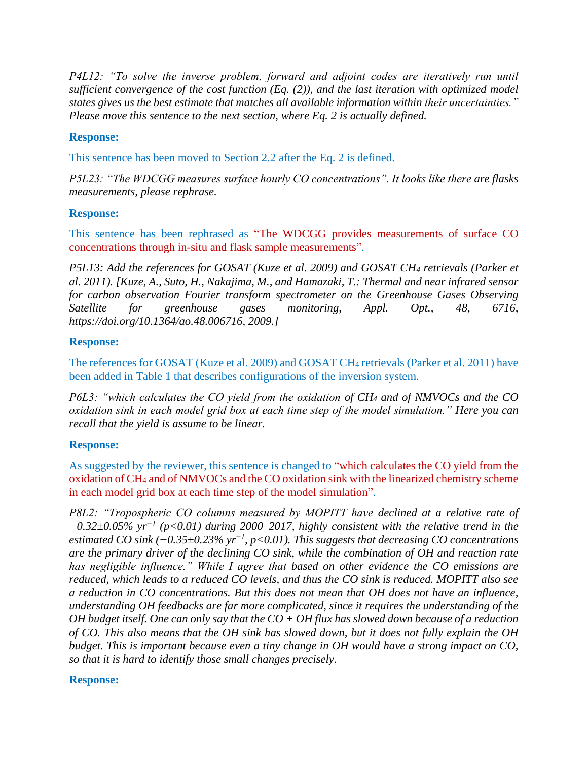*P4L12: "To solve the inverse problem, forward and adjoint codes are iteratively run until sufficient convergence of the cost function (Eq. (2)), and the last iteration with optimized model states gives us the best estimate that matches all available information within their uncertainties." Please move this sentence to the next section, where Eq. 2 is actually defined.*

**Response:**

This sentence has been moved to Section 2.2 after the Eq. 2 is defined.

*P5L23: "The WDCGG measures surface hourly CO concentrations". It looks like there are flasks measurements, please rephrase.*

**Response:**

This sentence has been rephrased as "The WDCGG provides measurements of surface CO concentrations through in-situ and flask sample measurements".

*P5L13: Add the references for GOSAT (Kuze et al. 2009) and GOSAT $CH_4$ retrievals (Parker et al. 2011). [Kuze, A., Suto, H., Nakajima, M., and Hamazaki, T.: Thermal and near infrared sensor for carbon observation Fourier transform spectrometer on the Greenhouse Gases Observing Satellite for greenhouse gases monitoring, Appl. Opt., 48, 6716, https://doi.org/10.1364/ao.48.006716, 2009.]*

**Response:**

The references for GOSAT (Kuze et al. 2009) and GOSAT $CH_4$ retrievals (Parker et al. 2011) have been added in Table 1 that describes configurations of the inversion system.

*P6L3: "which calculates the CO yield from the oxidation of $CH_4$ and of NMVOCs and the CO oxidation sink in each model grid box at each time step of the model simulation." Here you can recall that the yield is assume to be linear.*

**Response:**

As suggested by the reviewer, this sentence is changed to "which calculates the CO yield from the oxidation of $CH_4$ and of NMVOCs and the CO oxidation sink with the linearized chemistry scheme in each model grid box at each time step of the model simulation".

*P8L2: "Tropospheric CO columns measured by MOPITT have declined at a relative rate of $-0.32\pm0.05\%$ $yr^{-1}$ ($p<0.01$) during 2000–2017, highly consistent with the relative trend in the estimated CO sink ($-0.35\pm0.23\%$ $yr^{-1}$, $p<0.01$). This suggests that decreasing CO concentrations are the primary driver of the declining CO sink, while the combination of OH and reaction rate has negligible influence." While I agree that based on other evidence the CO emissions are reduced, which leads to a reduced CO levels, and thus the CO sink is reduced. MOPITT also see a reduction in CO concentrations. But this does not mean that OH does not have an influence, understanding OH feedbacks are far more complicated, since it requires the understanding of the OH budget itself. One can only say that the CO + OH flux has slowed down because of a reduction of CO. This also means that the OH sink has slowed down, but it does not fully explain the OH budget. This is important because even a tiny change in OH would have a strong impact on CO, so that it is hard to identify those small changes precisely.*

**Response:**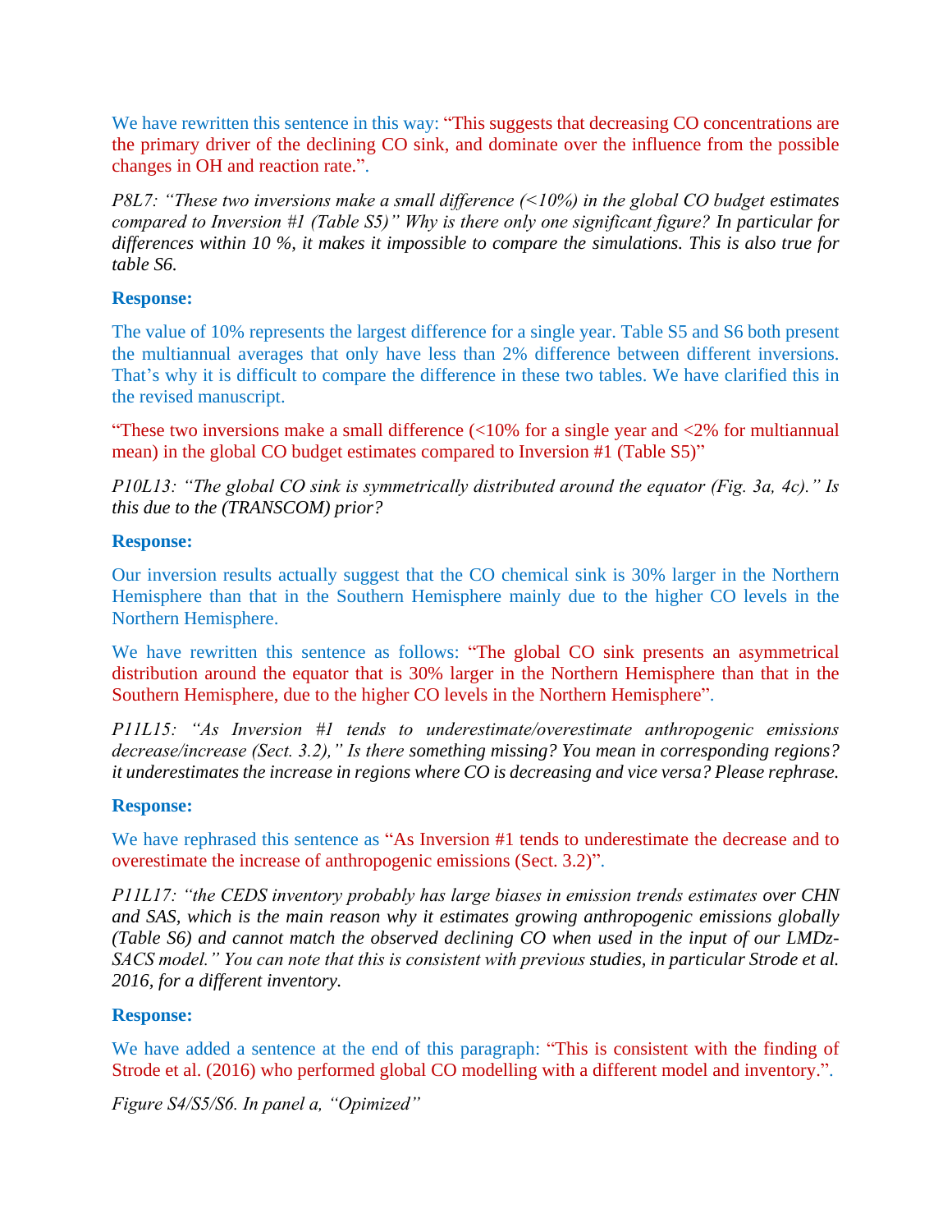We have rewritten this sentence in this way: "This suggests that decreasing CO concentrations are the primary driver of the declining CO sink, and dominate over the influence from the possible changes in OH and reaction rate.".

*P8L7: "These two inversions make a small difference (<10%) in the global CO budget estimates compared to Inversion #1 (Table S5)" Why is there only one significant figure? In particular for differences within 10 %, it makes it impossible to compare the simulations. This is also true for table S6.*

**Response:**

The value of 10% represents the largest difference for a single year. Table S5 and S6 both present the multiannual averages that only have less than 2% difference between different inversions. That's why it is difficult to compare the difference in these two tables. We have clarified this in the revised manuscript.

"These two inversions make a small difference (<10% for a single year and <2% for multiannual mean) in the global CO budget estimates compared to Inversion #1 (Table S5)"

*P10L13: "The global CO sink is symmetrically distributed around the equator (Fig. 3a, 4c)." Is this due to the (TRANSCOM) prior?*

**Response:**

Our inversion results actually suggest that the CO chemical sink is 30% larger in the Northern Hemisphere than that in the Southern Hemisphere mainly due to the higher CO levels in the Northern Hemisphere.

We have rewritten this sentence as follows: "The global CO sink presents an asymmetrical distribution around the equator that is 30% larger in the Northern Hemisphere than that in the Southern Hemisphere, due to the higher CO levels in the Northern Hemisphere".

*P11L15: "As Inversion #1 tends to underestimate/overestimate anthropogenic emissions decrease/increase (Sect. 3.2)," Is there something missing? You mean in corresponding regions? it underestimates the increase in regions where CO is decreasing and vice versa? Please rephrase.*

**Response:**

We have rephrased this sentence as "As Inversion #1 tends to underestimate the decrease and to overestimate the increase of anthropogenic emissions (Sect. 3.2)".

*P11L17: "the CEDS inventory probably has large biases in emission trends estimates over CHN and SAS, which is the main reason why it estimates growing anthropogenic emissions globally (Table S6) and cannot match the observed declining CO when used in the input of our LMDz-SACS model." You can note that this is consistent with previous studies, in particular Strode et al. 2016, for a different inventory.*

**Response:**

We have added a sentence at the end of this paragraph: "This is consistent with the finding of Strode et al. (2016) who performed global CO modelling with a different model and inventory.".

*Figure S4/S5/S6. In panel a, "Opimized"*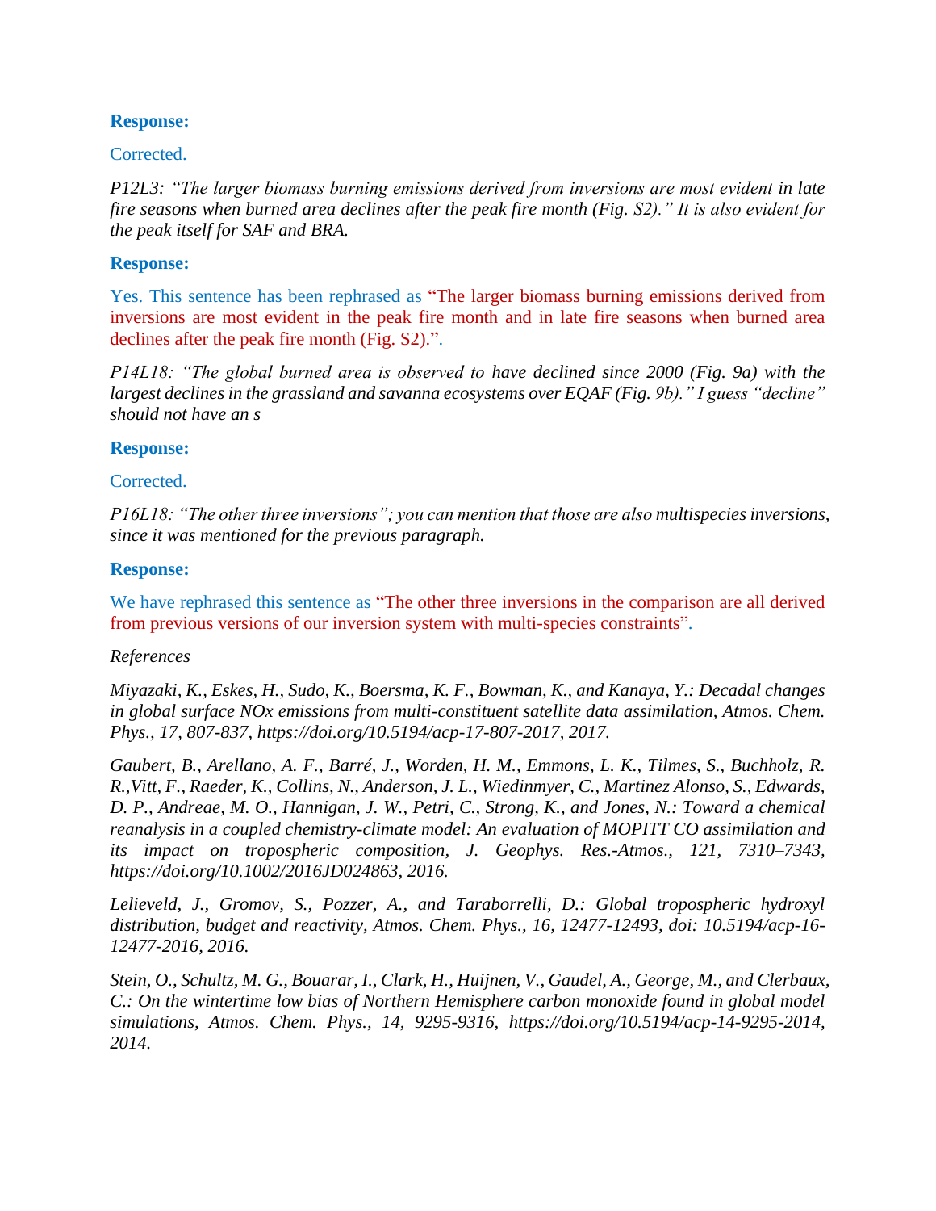**Response:**

Corrected.

*P12L3: "The larger biomass burning emissions derived from inversions are most evident in late fire seasons when burned area declines after the peak fire month (Fig. S2)." It is also evident for the peak itself for SAF and BRA.*

**Response:**

Yes. This sentence has been rephrased as "The larger biomass burning emissions derived from inversions are most evident in the peak fire month and in late fire seasons when burned area declines after the peak fire month (Fig. S2).".

*P14L18: "The global burned area is observed to have declined since 2000 (Fig. 9a) with the largest declines in the grassland and savanna ecosystems over EQAF (Fig. 9b)." I guess "decline" should not have an s*

**Response:**

Corrected.

*P16L18: "The other three inversions"; you can mention that those are also multispecies inversions, since it was mentioned for the previous paragraph.*

**Response:**

We have rephrased this sentence as "The other three inversions in the comparison are all derived from previous versions of our inversion system with multi-species constraints".

*References*

*Miyazaki, K., Eskes, H., Sudo, K., Boersma, K. F., Bowman, K., and Kanaya, Y.: Decadal changes in global surface NOx emissions from multi-constituent satellite data assimilation, Atmos. Chem. Phys., 17, 807-837, https://doi.org/10.5194/acp-17-807-2017, 2017.*

*Gaubert, B., Arellano, A. F., Barré, J., Worden, H. M., Emmons, L. K., Tilmes, S., Buchholz, R. R.,Vitt, F., Raeder, K., Collins, N., Anderson, J. L., Wiedinmyer, C., Martinez Alonso, S., Edwards, D. P., Andreae, M. O., Hannigan, J. W., Petri, C., Strong, K., and Jones, N.: Toward a chemical reanalysis in a coupled chemistry-climate model: An evaluation of MOPITT CO assimilation and its impact on tropospheric composition, J. Geophys. Res.-Atmos., 121, 7310–7343, https://doi.org/10.1002/2016JD024863, 2016.*

*Lelieveld, J., Gromov, S., Pozzer, A., and Taraborrelli, D.: Global tropospheric hydroxyl distribution, budget and reactivity, Atmos. Chem. Phys., 16, 12477-12493, doi: 10.5194/acp-16-12477-2016, 2016.*

*Stein, O., Schultz, M. G., Bouarar, I., Clark, H., Huijnen, V., Gaudel, A., George, M., and Clerbaux, C.: On the wintertime low bias of Northern Hemisphere carbon monoxide found in global model simulations, Atmos. Chem. Phys., 14, 9295-9316, https://doi.org/10.5194/acp-14-9295-2014, 2014.*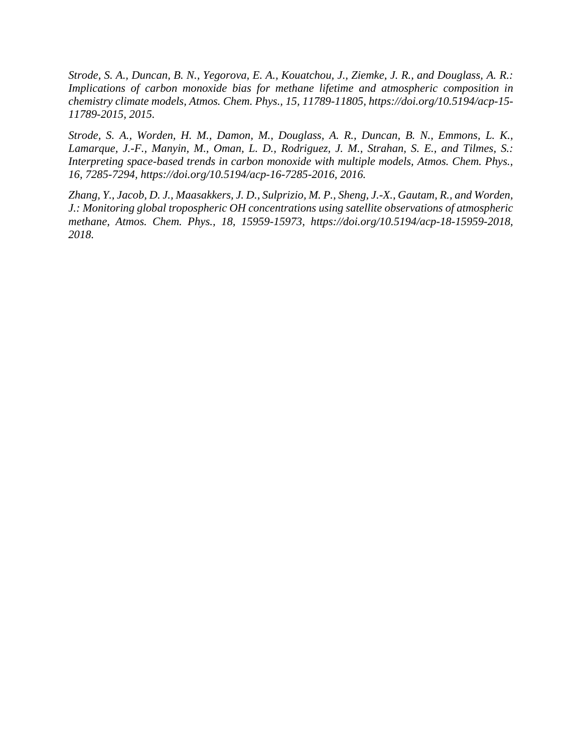*Strode, S. A., Duncan, B. N., Yegorova, E. A., Kouatchou, J., Ziemke, J. R., and Douglass, A. R.: Implications of carbon monoxide bias for methane lifetime and atmospheric composition in chemistry climate models, Atmos. Chem. Phys., 15, 11789-11805, https://doi.org/10.5194/acp-15-11789-2015, 2015.*

*Strode, S. A., Worden, H. M., Damon, M., Douglass, A. R., Duncan, B. N., Emmons, L. K., Lamarque, J.-F., Manyin, M., Oman, L. D., Rodriguez, J. M., Strahan, S. E., and Tilmes, S.: Interpreting space-based trends in carbon monoxide with multiple models, Atmos. Chem. Phys., 16, 7285-7294, https://doi.org/10.5194/acp-16-7285-2016, 2016.*

*Zhang, Y., Jacob, D. J., Maasakkers, J. D., Sulprizio, M. P., Sheng, J.-X., Gautam, R., and Worden, J.: Monitoring global tropospheric OH concentrations using satellite observations of atmospheric methane, Atmos. Chem. Phys., 18, 15959-15973, https://doi.org/10.5194/acp-18-15959-2018, 2018.*